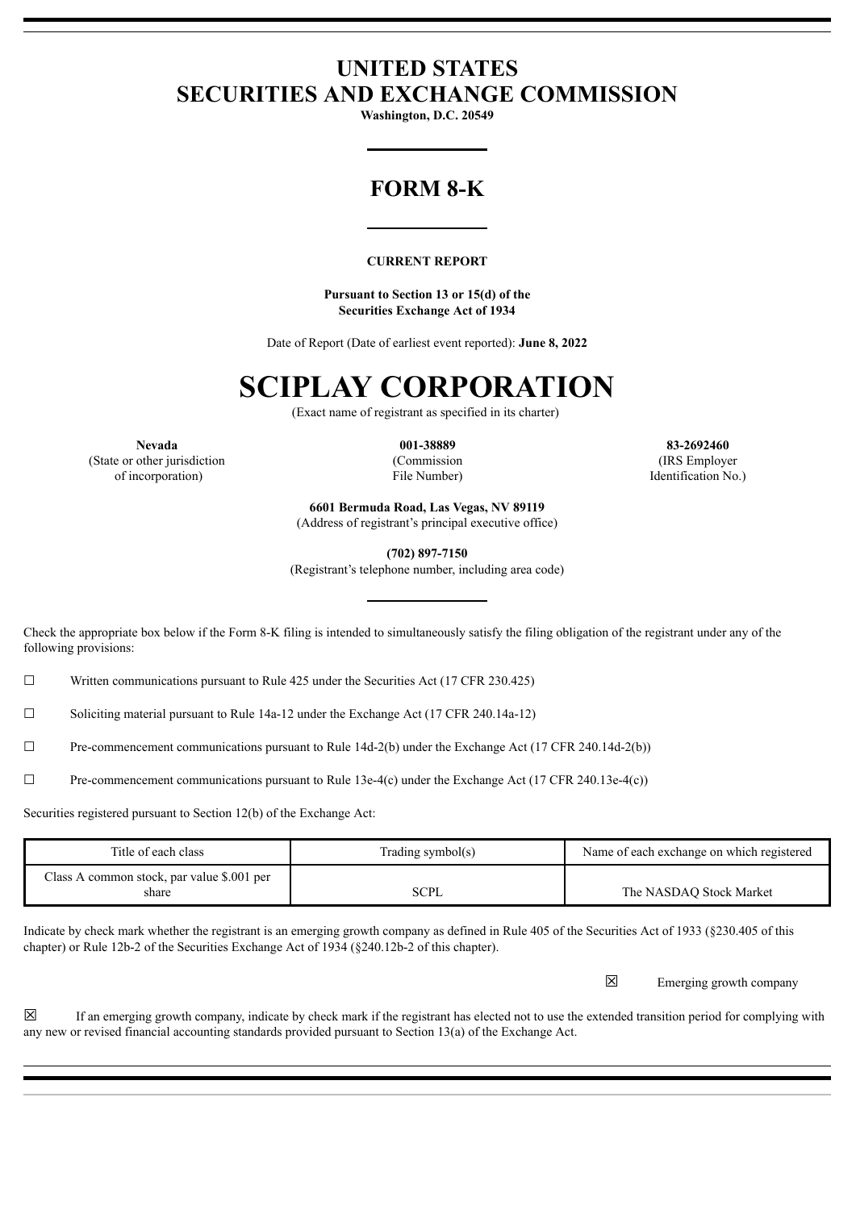# UNITED STATES
# SECURITIES AND EXCHANGE COMMISSION

**Washington, D.C. 20549**

## FORM 8-K

**CURRENT REPORT**

**Pursuant to Section 13 or 15(d) of the Securities Exchange Act of 1934**

Date of Report (Date of earliest event reported): **June 8, 2022**

# SCIPLAY CORPORATION

(Exact name of registrant as specified in its charter)

| **Nevada** | **001-38889** | **83-2692460** |
|---|---|---|
| (State or other jurisdiction of incorporation) | (Commission File Number) | (IRS Employer Identification No.) |

**6601 Bermuda Road, Las Vegas, NV 89119**
(Address of registrant's principal executive office)

**(702) 897-7150**
(Registrant's telephone number, including area code)

Check the appropriate box below if the Form 8-K filing is intended to simultaneously satisfy the filing obligation of the registrant under any of the following provisions:

☐ Written communications pursuant to Rule 425 under the Securities Act (17 CFR 230.425)

☐ Soliciting material pursuant to Rule 14a-12 under the Exchange Act (17 CFR 240.14a-12)

☐ Pre-commencement communications pursuant to Rule 14d-2(b) under the Exchange Act (17 CFR 240.14d-2(b))

☐ Pre-commencement communications pursuant to Rule 13e-4(c) under the Exchange Act (17 CFR 240.13e-4(c))

Securities registered pursuant to Section 12(b) of the Exchange Act:

| Title of each class | Trading symbol(s) | Name of each exchange on which registered |
|---|---|---|
| Class A common stock, par value $.001 per share | SCPL | The NASDAQ Stock Market |

Indicate by check mark whether the registrant is an emerging growth company as defined in Rule 405 of the Securities Act of 1933 (§230.405 of this chapter) or Rule 12b-2 of the Securities Exchange Act of 1934 (§240.12b-2 of this chapter).

☒ Emerging growth company

☒ If an emerging growth company, indicate by check mark if the registrant has elected not to use the extended transition period for complying with any new or revised financial accounting standards provided pursuant to Section 13(a) of the Exchange Act.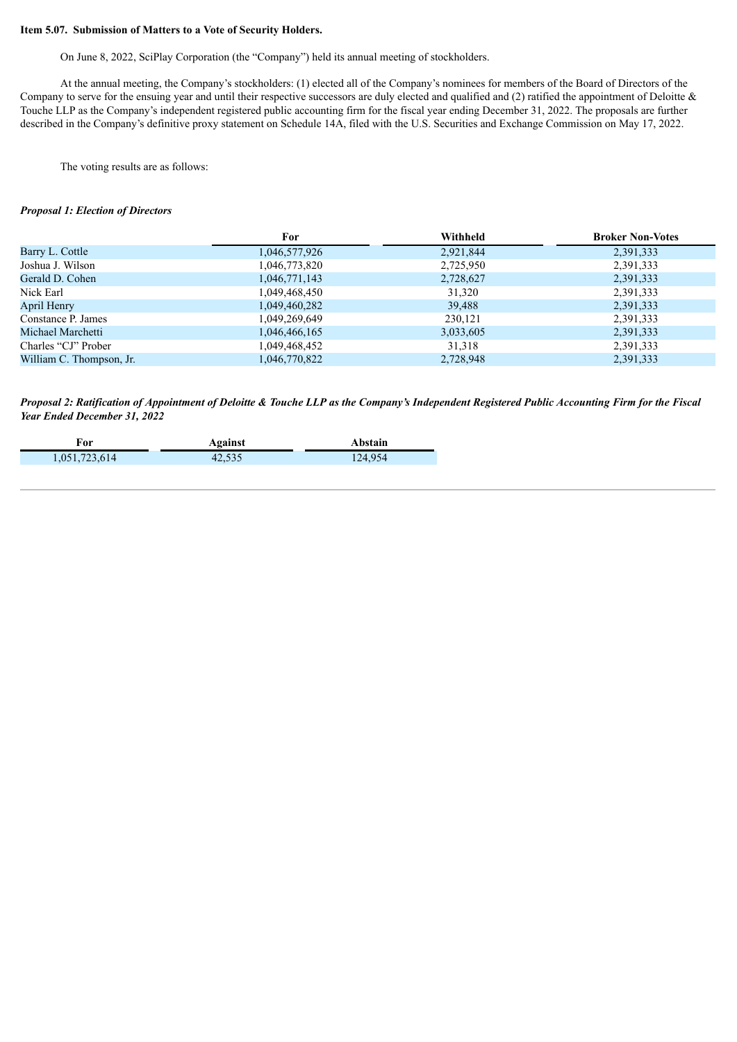**Item 5.07. Submission of Matters to a Vote of Security Holders.**

On June 8, 2022, SciPlay Corporation (the "Company") held its annual meeting of stockholders.

At the annual meeting, the Company's stockholders: (1) elected all of the Company's nominees for members of the Board of Directors of the Company to serve for the ensuing year and until their respective successors are duly elected and qualified and (2) ratified the appointment of Deloitte & Touche LLP as the Company's independent registered public accounting firm for the fiscal year ending December 31, 2022. The proposals are further described in the Company's definitive proxy statement on Schedule 14A, filed with the U.S. Securities and Exchange Commission on May 17, 2022.

The voting results are as follows:

***Proposal 1: Election of Directors***

| | For | Withheld | Broker Non-Votes |
|---|---|---|---|
| Barry L. Cottle | 1,046,577,926 | 2,921,844 | 2,391,333 |
| Joshua J. Wilson | 1,046,773,820 | 2,725,950 | 2,391,333 |
| Gerald D. Cohen | 1,046,771,143 | 2,728,627 | 2,391,333 |
| Nick Earl | 1,049,468,450 | 31,320 | 2,391,333 |
| April Henry | 1,049,460,282 | 39,488 | 2,391,333 |
| Constance P. James | 1,049,269,649 | 230,121 | 2,391,333 |
| Michael Marchetti | 1,046,466,165 | 3,033,605 | 2,391,333 |
| Charles "CJ" Prober | 1,049,468,452 | 31,318 | 2,391,333 |
| William C. Thompson, Jr. | 1,046,770,822 | 2,728,948 | 2,391,333 |

***Proposal 2: Ratification of Appointment of Deloitte & Touche LLP as the Company's Independent Registered Public Accounting Firm for the Fiscal Year Ended December 31, 2022***

| For | Against | Abstain |
|---|---|---|
| 1,051,723,614 | 42,535 | 124,954 |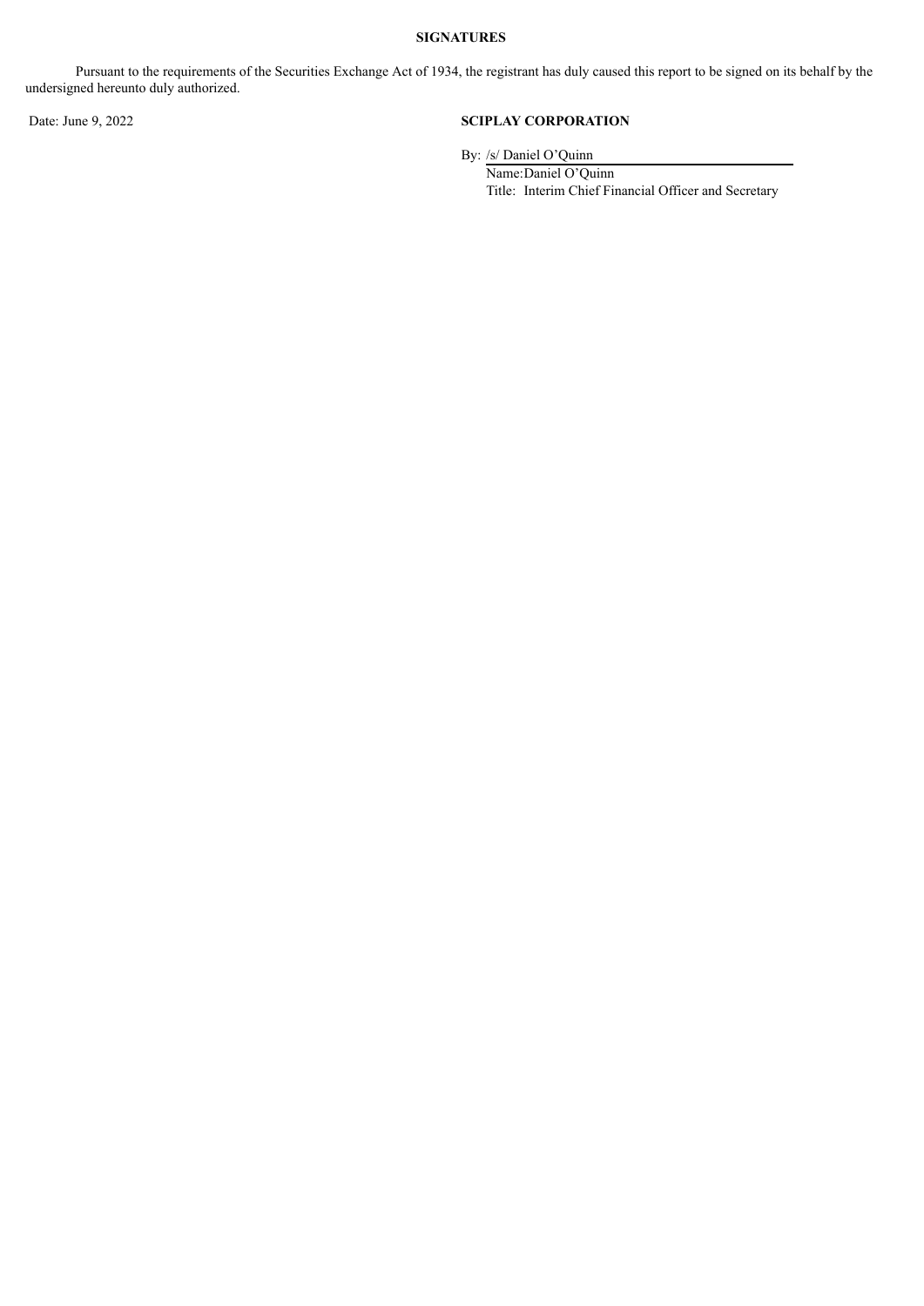**SIGNATURES**

Pursuant to the requirements of the Securities Exchange Act of 1934, the registrant has duly caused this report to be signed on its behalf by the undersigned hereunto duly authorized.

Date: June 9, 2022

**SCIPLAY CORPORATION**

By: /s/ Daniel O'Quinn

Name: Daniel O'Quinn

Title: Interim Chief Financial Officer and Secretary